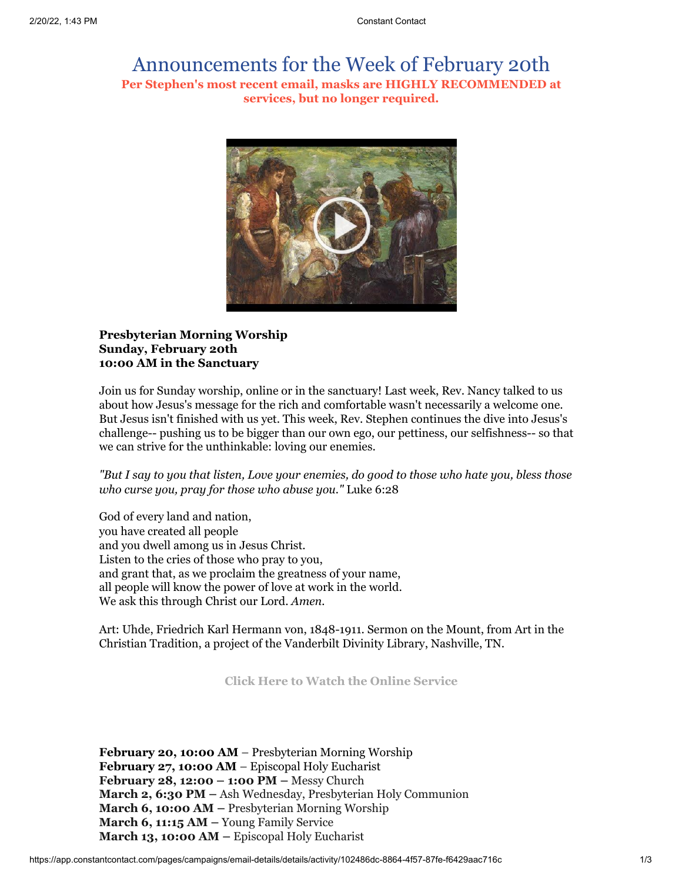# Announcements for the Week of February 20th

**Per Stephen's most recent email, masks are HIGHLY RECOMMENDED at services, but no longer required.**

**Presbyterian Morning Worship**
**Sunday, February 20th**
**10:00 AM in the Sanctuary**

Join us for Sunday worship, online or in the sanctuary! Last week, Rev. Nancy talked to us about how Jesus's message for the rich and comfortable wasn't necessarily a welcome one. But Jesus isn't finished with us yet. This week, Rev. Stephen continues the dive into Jesus's challenge-- pushing us to be bigger than our own ego, our pettiness, our selfishness-- so that we can strive for the unthinkable: loving our enemies.

*"But I say to you that listen, Love your enemies, do good to those who hate you, bless those who curse you, pray for those who abuse you."* Luke 6:28

God of every land and nation,
you have created all people
and you dwell among us in Jesus Christ.
Listen to the cries of those who pray to you,
and grant that, as we proclaim the greatness of your name,
all people will know the power of love at work in the world.
We ask this through Christ our Lord. *Amen.*

Art: Uhde, Friedrich Karl Hermann von, 1848-1911. Sermon on the Mount, from Art in the Christian Tradition, a project of the Vanderbilt Divinity Library, Nashville, TN.

**Click Here to Watch the Online Service**

**February 20, 10:00 AM** – Presbyterian Morning Worship
**February 27, 10:00 AM** – Episcopal Holy Eucharist
**February 28, 12:00 – 1:00 PM –** Messy Church
**March 2, 6:30 PM –** Ash Wednesday, Presbyterian Holy Communion
**March 6, 10:00 AM –** Presbyterian Morning Worship
**March 6, 11:15 AM –** Young Family Service
**March 13, 10:00 AM –** Episcopal Holy Eucharist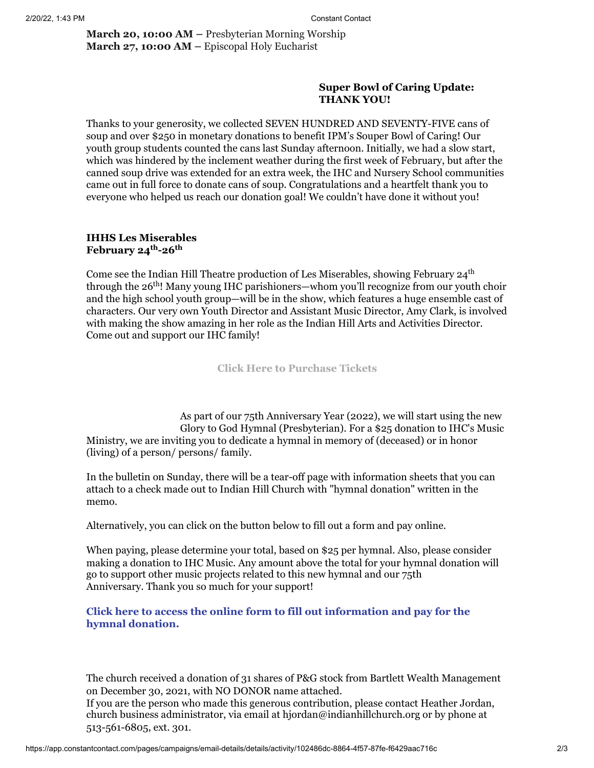**March 20, 10:00 AM –** Presbyterian Morning Worship
**March 27, 10:00 AM –** Episcopal Holy Eucharist

**Super Bowl of Caring Update: THANK YOU!**

Thanks to your generosity, we collected SEVEN HUNDRED AND SEVENTY-FIVE cans of soup and over $250 in monetary donations to benefit IPM's Souper Bowl of Caring! Our youth group students counted the cans last Sunday afternoon. Initially, we had a slow start, which was hindered by the inclement weather during the first week of February, but after the canned soup drive was extended for an extra week, the IHC and Nursery School communities came out in full force to donate cans of soup. Congratulations and a heartfelt thank you to everyone who helped us reach our donation goal! We couldn't have done it without you!

**IHHS Les Miserables**
**February 24th-26th**

Come see the Indian Hill Theatre production of Les Miserables, showing February 24th through the 26th! Many young IHC parishioners—whom you'll recognize from our youth choir and the high school youth group—will be in the show, which features a huge ensemble cast of characters. Our very own Youth Director and Assistant Music Director, Amy Clark, is involved with making the show amazing in her role as the Indian Hill Arts and Activities Director. Come out and support our IHC family!

**Click Here to Purchase Tickets**

As part of our 75th Anniversary Year (2022), we will start using the new Glory to God Hymnal (Presbyterian). For a $25 donation to IHC's Music Ministry, we are inviting you to dedicate a hymnal in memory of (deceased) or in honor (living) of a person/ persons/ family.

In the bulletin on Sunday, there will be a tear-off page with information sheets that you can attach to a check made out to Indian Hill Church with "hymnal donation" written in the memo.

Alternatively, you can click on the button below to fill out a form and pay online.

When paying, please determine your total, based on $25 per hymnal. Also, please consider making a donation to IHC Music. Any amount above the total for your hymnal donation will go to support other music projects related to this new hymnal and our 75th Anniversary. Thank you so much for your support!

**Click here to access the online form to fill out information and pay for the hymnal donation.**

The church received a donation of 31 shares of P&G stock from Bartlett Wealth Management on December 30, 2021, with NO DONOR name attached.
If you are the person who made this generous contribution, please contact Heather Jordan, church business administrator, via email at hjordan@indianhillchurch.org or by phone at 513-561-6805, ext. 301.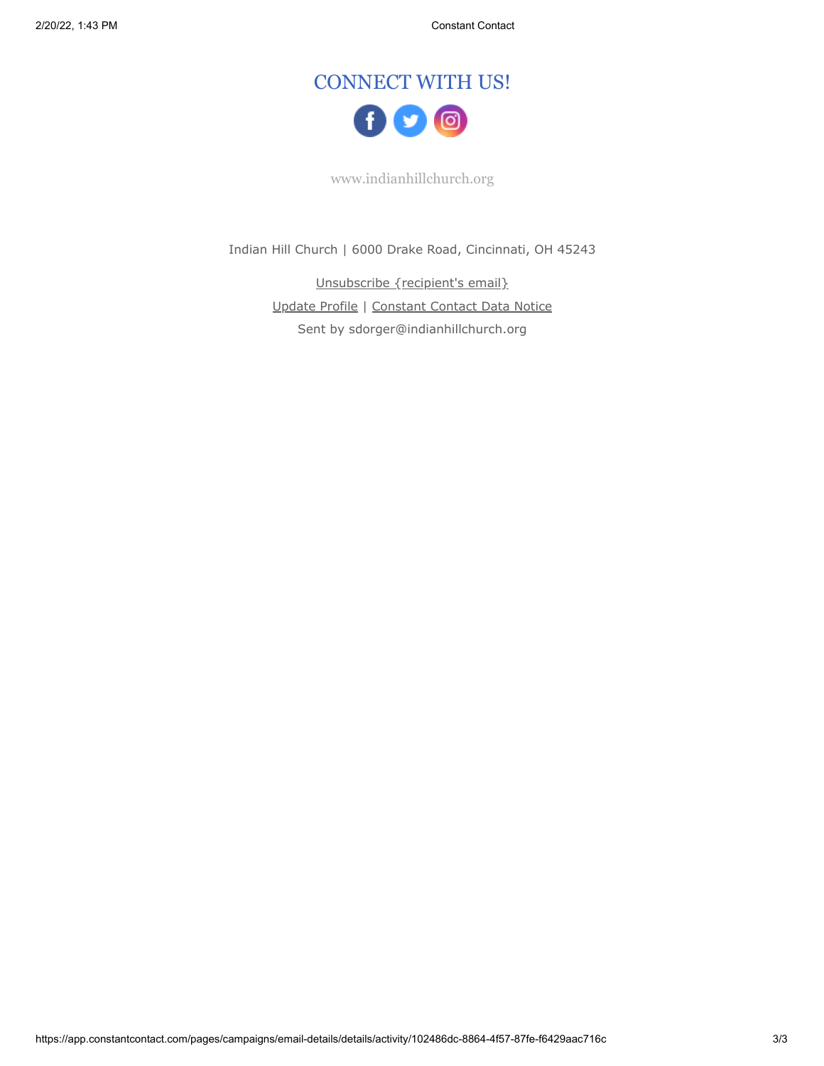## CONNECT WITH US!

www.indianhillchurch.org

Indian Hill Church | 6000 Drake Road, Cincinnati, OH 45243

Unsubscribe {recipient's email}

Update Profile | Constant Contact Data Notice

Sent by sdorger@indianhillchurch.org